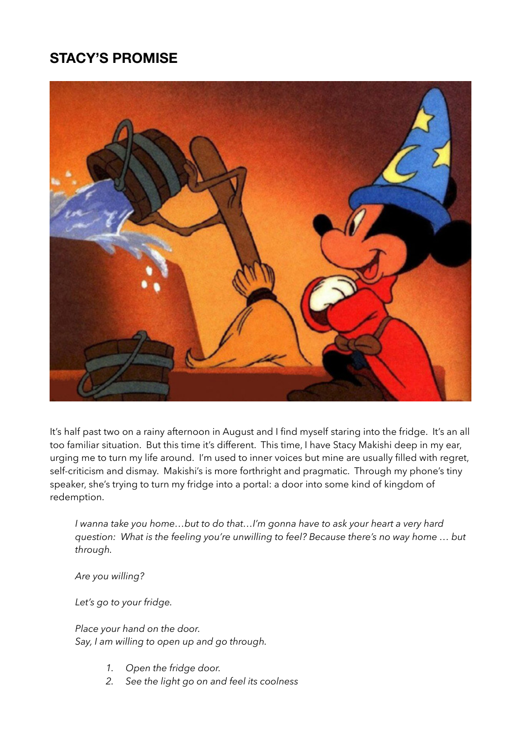# STACY'S PROMISE

It's half past two on a rainy afternoon in August and I find myself staring into the fridge. It's an all too familiar situation. But this time it's different. This time, I have Stacy Makishi deep in my ear, urging me to turn my life around. I'm used to inner voices but mine are usually filled with regret, self-criticism and dismay. Makishi's is more forthright and pragmatic. Through my phone's tiny speaker, she's trying to turn my fridge into a portal: a door into some kind of kingdom of redemption.

> *I wanna take you home…but to do that…I'm gonna have to ask your heart a very hard question: What is the feeling you're unwilling to feel? Because there's no way home … but through.*
>
> *Are you willing?*
>
> *Let's go to your fridge.*
>
> *Place your hand on the door.*
> *Say, I am willing to open up and go through.*
>
> 1. *Open the fridge door.*
> 2. *See the light go on and feel its coolness*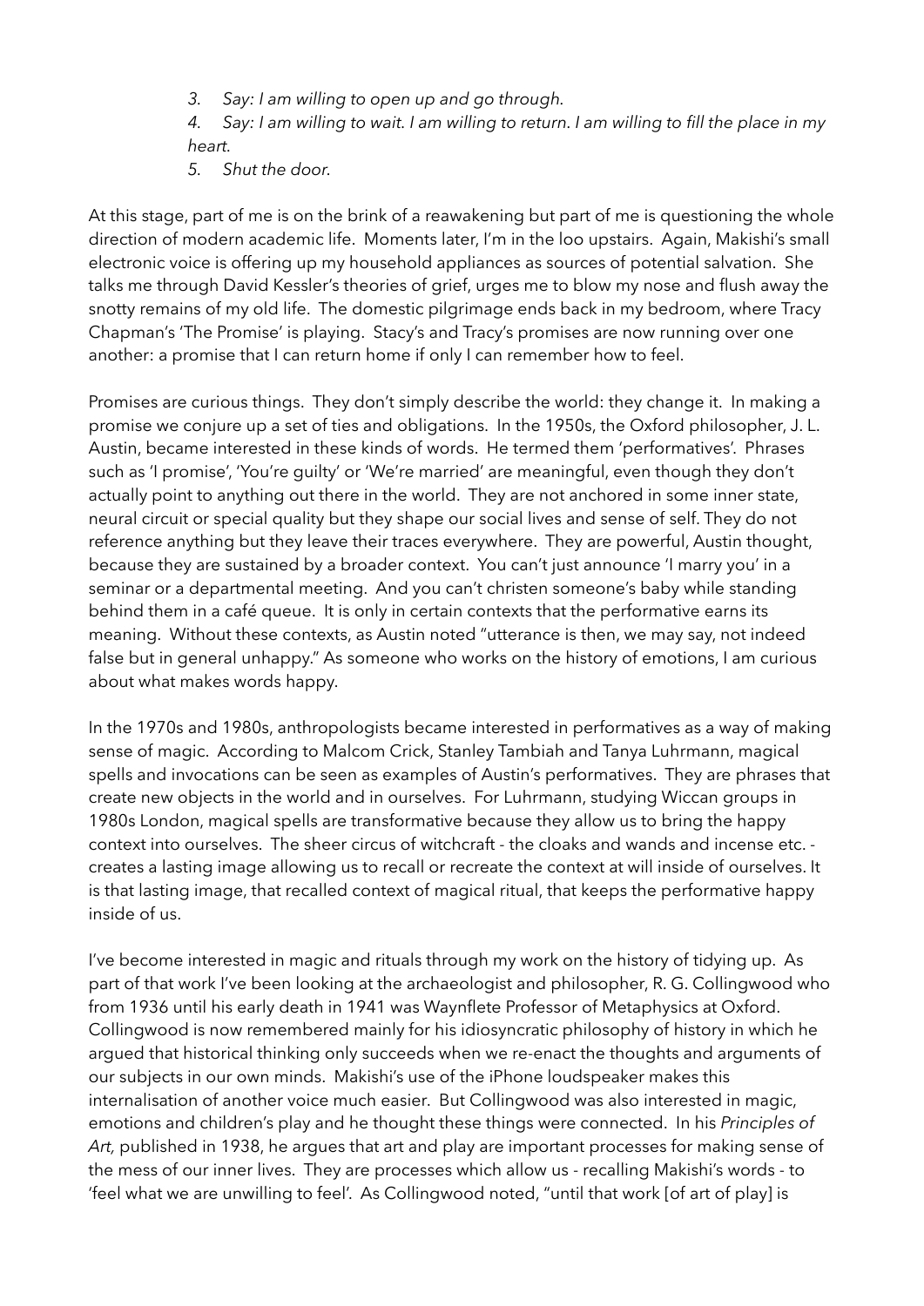3. *Say: I am willing to open up and go through.*
4. *Say: I am willing to wait. I am willing to return. I am willing to fill the place in my heart.*
5. *Shut the door.*

At this stage, part of me is on the brink of a reawakening but part of me is questioning the whole direction of modern academic life. Moments later, I'm in the loo upstairs. Again, Makishi's small electronic voice is offering up my household appliances as sources of potential salvation. She talks me through David Kessler's theories of grief, urges me to blow my nose and flush away the snotty remains of my old life. The domestic pilgrimage ends back in my bedroom, where Tracy Chapman's 'The Promise' is playing. Stacy's and Tracy's promises are now running over one another: a promise that I can return home if only I can remember how to feel.

Promises are curious things. They don't simply describe the world: they change it. In making a promise we conjure up a set of ties and obligations. In the 1950s, the Oxford philosopher, J. L. Austin, became interested in these kinds of words. He termed them 'performatives'. Phrases such as 'I promise', 'You're guilty' or 'We're married' are meaningful, even though they don't actually point to anything out there in the world. They are not anchored in some inner state, neural circuit or special quality but they shape our social lives and sense of self. They do not reference anything but they leave their traces everywhere. They are powerful, Austin thought, because they are sustained by a broader context. You can't just announce 'I marry you' in a seminar or a departmental meeting. And you can't christen someone's baby while standing behind them in a café queue. It is only in certain contexts that the performative earns its meaning. Without these contexts, as Austin noted "utterance is then, we may say, not indeed false but in general unhappy." As someone who works on the history of emotions, I am curious about what makes words happy.

In the 1970s and 1980s, anthropologists became interested in performatives as a way of making sense of magic. According to Malcom Crick, Stanley Tambiah and Tanya Luhrmann, magical spells and invocations can be seen as examples of Austin's performatives. They are phrases that create new objects in the world and in ourselves. For Luhrmann, studying Wiccan groups in 1980s London, magical spells are transformative because they allow us to bring the happy context into ourselves. The sheer circus of witchcraft - the cloaks and wands and incense etc. - creates a lasting image allowing us to recall or recreate the context at will inside of ourselves. It is that lasting image, that recalled context of magical ritual, that keeps the performative happy inside of us.

I've become interested in magic and rituals through my work on the history of tidying up. As part of that work I've been looking at the archaeologist and philosopher, R. G. Collingwood who from 1936 until his early death in 1941 was Waynflete Professor of Metaphysics at Oxford. Collingwood is now remembered mainly for his idiosyncratic philosophy of history in which he argued that historical thinking only succeeds when we re-enact the thoughts and arguments of our subjects in our own minds. Makishi's use of the iPhone loudspeaker makes this internalisation of another voice much easier. But Collingwood was also interested in magic, emotions and children's play and he thought these things were connected. In his *Principles of Art,* published in 1938, he argues that art and play are important processes for making sense of the mess of our inner lives. They are processes which allow us - recalling Makishi's words - to 'feel what we are unwilling to feel'. As Collingwood noted, "until that work [of art of play] is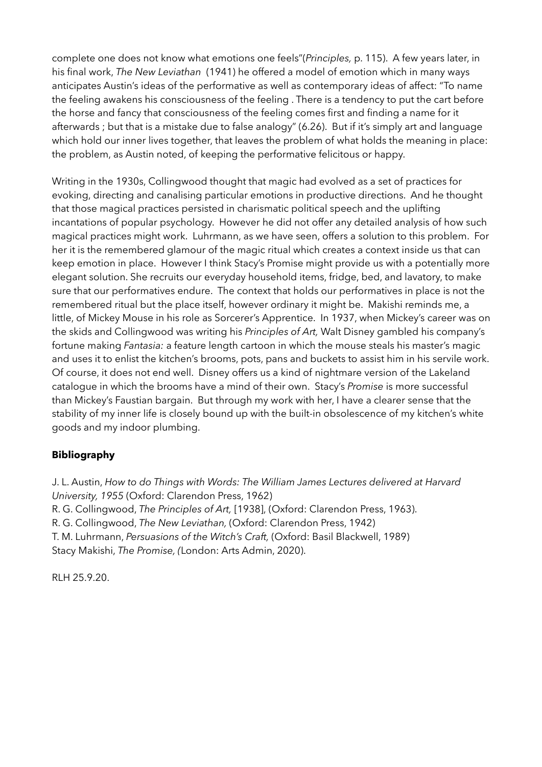complete one does not know what emotions one feels"(*Principles,* p. 115). A few years later, in his final work, *The New Leviathan* (1941) he offered a model of emotion which in many ways anticipates Austin's ideas of the performative as well as contemporary ideas of affect: "To name the feeling awakens his consciousness of the feeling . There is a tendency to put the cart before the horse and fancy that consciousness of the feeling comes first and finding a name for it afterwards ; but that is a mistake due to false analogy" (6.26). But if it's simply art and language which hold our inner lives together, that leaves the problem of what holds the meaning in place: the problem, as Austin noted, of keeping the performative felicitous or happy.

Writing in the 1930s, Collingwood thought that magic had evolved as a set of practices for evoking, directing and canalising particular emotions in productive directions. And he thought that those magical practices persisted in charismatic political speech and the uplifting incantations of popular psychology. However he did not offer any detailed analysis of how such magical practices might work. Luhrmann, as we have seen, offers a solution to this problem. For her it is the remembered glamour of the magic ritual which creates a context inside us that can keep emotion in place. However I think Stacy's Promise might provide us with a potentially more elegant solution. She recruits our everyday household items, fridge, bed, and lavatory, to make sure that our performatives endure. The context that holds our performatives in place is not the remembered ritual but the place itself, however ordinary it might be. Makishi reminds me, a little, of Mickey Mouse in his role as Sorcerer's Apprentice. In 1937, when Mickey's career was on the skids and Collingwood was writing his *Principles of Art,* Walt Disney gambled his company's fortune making *Fantasia:* a feature length cartoon in which the mouse steals his master's magic and uses it to enlist the kitchen's brooms, pots, pans and buckets to assist him in his servile work. Of course, it does not end well. Disney offers us a kind of nightmare version of the Lakeland catalogue in which the brooms have a mind of their own. Stacy's *Promise* is more successful than Mickey's Faustian bargain. But through my work with her, I have a clearer sense that the stability of my inner life is closely bound up with the built-in obsolescence of my kitchen's white goods and my indoor plumbing.

**Bibliography**

J. L. Austin, *How to do Things with Words: The William James Lectures delivered at Harvard University, 1955* (Oxford: Clarendon Press, 1962)
R. G. Collingwood, *The Principles of Art,* [1938], (Oxford: Clarendon Press, 1963).
R. G. Collingwood, *The New Leviathan,* (Oxford: Clarendon Press, 1942)
T. M. Luhrmann, *Persuasions of the Witch's Craft,* (Oxford: Basil Blackwell, 1989)
Stacy Makishi, *The Promise, (*London: Arts Admin, 2020).

RLH 25.9.20.